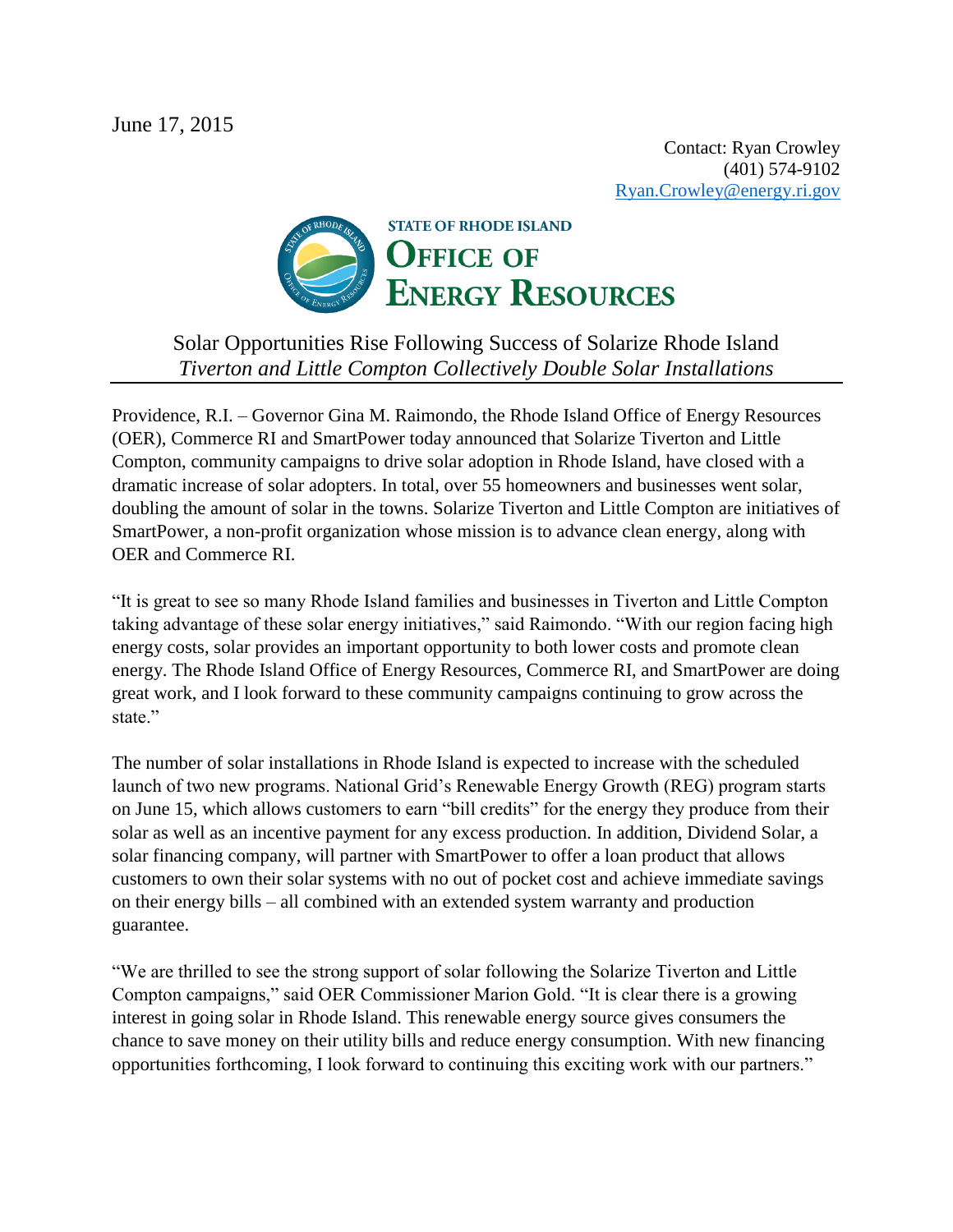June 17, 2015

Contact: Ryan Crowley
(401) 574-9102
Ryan.Crowley@energy.ri.gov

STATE OF RHODE ISLAND
OFFICE OF ENERGY RESOURCES

# Solar Opportunities Rise Following Success of Solarize Rhode Island

*Tiverton and Little Compton Collectively Double Solar Installations*

Providence, R.I. – Governor Gina M. Raimondo, the Rhode Island Office of Energy Resources (OER), Commerce RI and SmartPower today announced that Solarize Tiverton and Little Compton, community campaigns to drive solar adoption in Rhode Island, have closed with a dramatic increase of solar adopters. In total, over 55 homeowners and businesses went solar, doubling the amount of solar in the towns. Solarize Tiverton and Little Compton are initiatives of SmartPower, a non-profit organization whose mission is to advance clean energy, along with OER and Commerce RI.

"It is great to see so many Rhode Island families and businesses in Tiverton and Little Compton taking advantage of these solar energy initiatives," said Raimondo. "With our region facing high energy costs, solar provides an important opportunity to both lower costs and promote clean energy. The Rhode Island Office of Energy Resources, Commerce RI, and SmartPower are doing great work, and I look forward to these community campaigns continuing to grow across the state."

The number of solar installations in Rhode Island is expected to increase with the scheduled launch of two new programs. National Grid's Renewable Energy Growth (REG) program starts on June 15, which allows customers to earn "bill credits" for the energy they produce from their solar as well as an incentive payment for any excess production. In addition, Dividend Solar, a solar financing company, will partner with SmartPower to offer a loan product that allows customers to own their solar systems with no out of pocket cost and achieve immediate savings on their energy bills – all combined with an extended system warranty and production guarantee.

"We are thrilled to see the strong support of solar following the Solarize Tiverton and Little Compton campaigns," said OER Commissioner Marion Gold. "It is clear there is a growing interest in going solar in Rhode Island. This renewable energy source gives consumers the chance to save money on their utility bills and reduce energy consumption. With new financing opportunities forthcoming, I look forward to continuing this exciting work with our partners."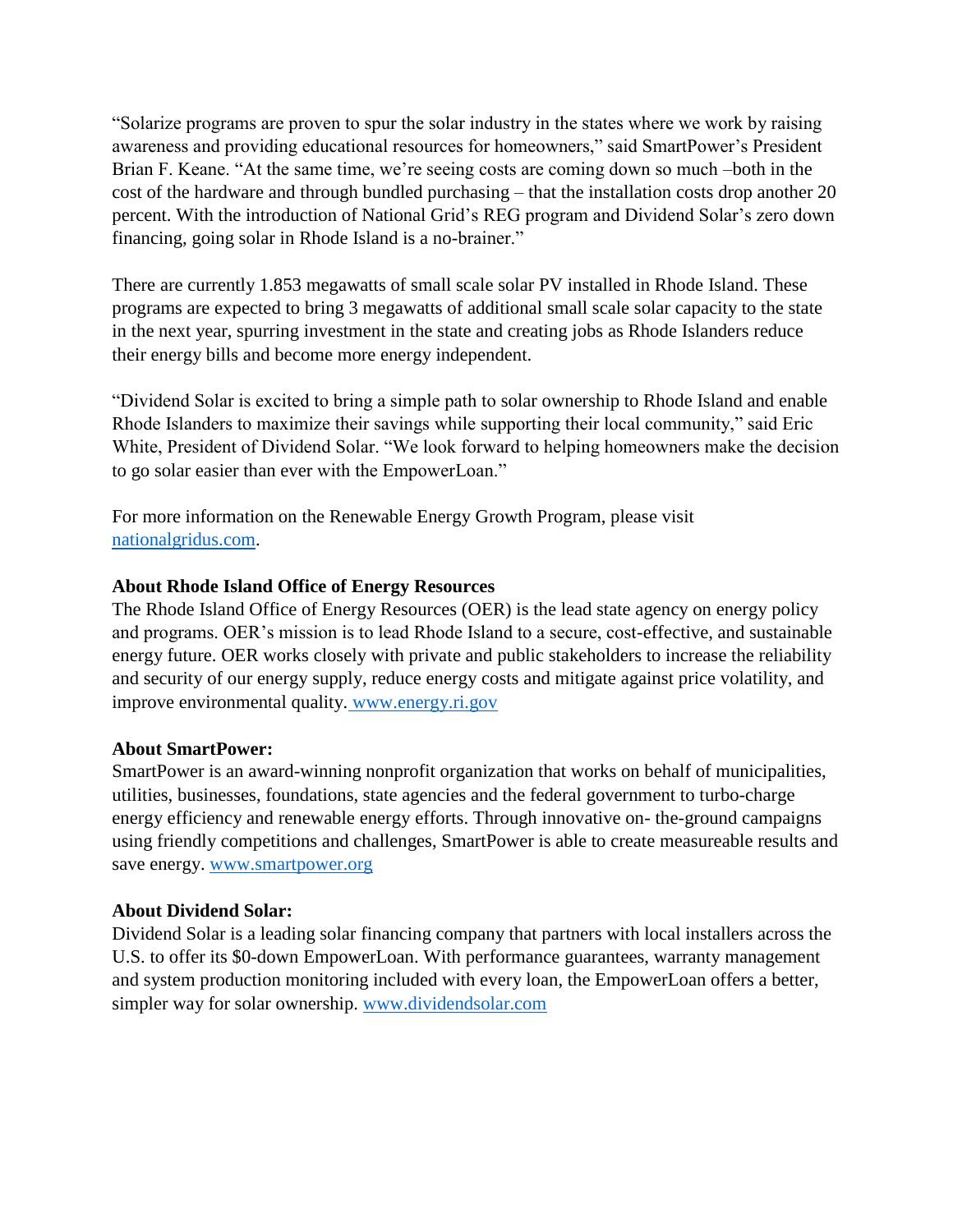"Solarize programs are proven to spur the solar industry in the states where we work by raising awareness and providing educational resources for homeowners," said SmartPower's President Brian F. Keane. "At the same time, we're seeing costs are coming down so much –both in the cost of the hardware and through bundled purchasing – that the installation costs drop another 20 percent. With the introduction of National Grid's REG program and Dividend Solar's zero down financing, going solar in Rhode Island is a no-brainer."

There are currently 1.853 megawatts of small scale solar PV installed in Rhode Island. These programs are expected to bring 3 megawatts of additional small scale solar capacity to the state in the next year, spurring investment in the state and creating jobs as Rhode Islanders reduce their energy bills and become more energy independent.

"Dividend Solar is excited to bring a simple path to solar ownership to Rhode Island and enable Rhode Islanders to maximize their savings while supporting their local community," said Eric White, President of Dividend Solar. "We look forward to helping homeowners make the decision to go solar easier than ever with the EmpowerLoan."

For more information on the Renewable Energy Growth Program, please visit [nationalgridus.com](nationalgridus.com).

**About Rhode Island Office of Energy Resources**

The Rhode Island Office of Energy Resources (OER) is the lead state agency on energy policy and programs. OER's mission is to lead Rhode Island to a secure, cost-effective, and sustainable energy future. OER works closely with private and public stakeholders to increase the reliability and security of our energy supply, reduce energy costs and mitigate against price volatility, and improve environmental quality. [www.energy.ri.gov](www.energy.ri.gov)

**About SmartPower:**

SmartPower is an award-winning nonprofit organization that works on behalf of municipalities, utilities, businesses, foundations, state agencies and the federal government to turbo-charge energy efficiency and renewable energy efforts. Through innovative on- the-ground campaigns using friendly competitions and challenges, SmartPower is able to create measureable results and save energy. [www.smartpower.org](www.smartpower.org)

**About Dividend Solar:**

Dividend Solar is a leading solar financing company that partners with local installers across the U.S. to offer its $0-down EmpowerLoan. With performance guarantees, warranty management and system production monitoring included with every loan, the EmpowerLoan offers a better, simpler way for solar ownership. [www.dividendsolar.com](www.dividendsolar.com)